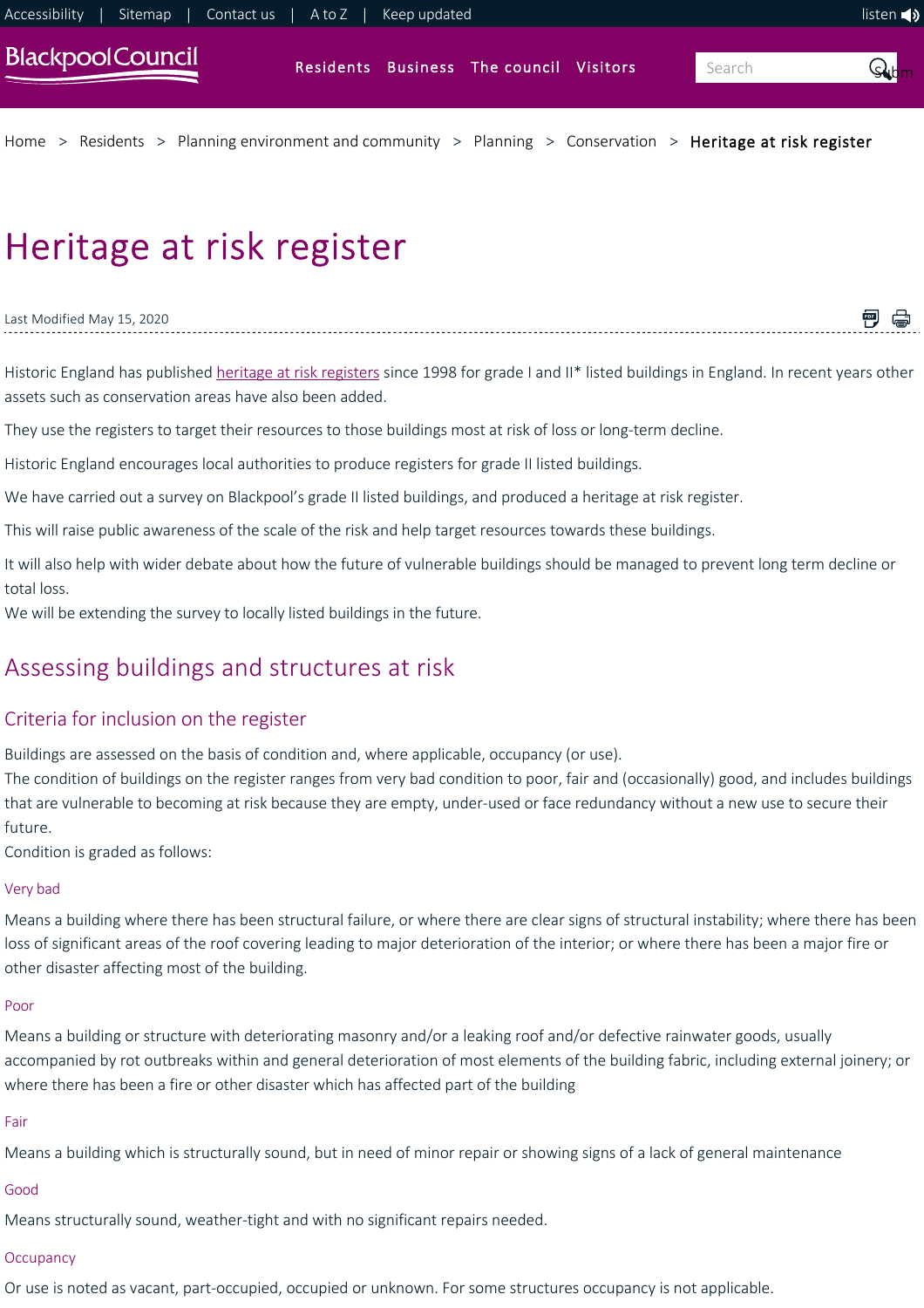# Heritage at risk register

Last Modified May 15, 2020

Historic England has published heritage at risk registers since 1998 for grade I and II* listed buildings in England. In recent years other assets such as conservation areas have also been added.

They use the registers to target their resources to those buildings most at risk of loss or long-term decline.

Historic England encourages local authorities to produce registers for grade II listed buildings.

We have carried out a survey on Blackpool's grade II listed buildings, and produced a heritage at risk register.

This will raise public awareness of the scale of the risk and help target resources towards these buildings.

It will also help with wider debate about how the future of vulnerable buildings should be managed to prevent long term decline or total loss.
We will be extending the survey to locally listed buildings in the future.

## Assessing buildings and structures at risk

### Criteria for inclusion on the register

Buildings are assessed on the basis of condition and, where applicable, occupancy (or use).
The condition of buildings on the register ranges from very bad condition to poor, fair and (occasionally) good, and includes buildings that are vulnerable to becoming at risk because they are empty, under-used or face redundancy without a new use to secure their future.
Condition is graded as follows:

#### Very bad

Means a building where there has been structural failure, or where there are clear signs of structural instability; where there has been loss of significant areas of the roof covering leading to major deterioration of the interior; or where there has been a major fire or other disaster affecting most of the building.

#### Poor

Means a building or structure with deteriorating masonry and/or a leaking roof and/or defective rainwater goods, usually accompanied by rot outbreaks within and general deterioration of most elements of the building fabric, including external joinery; or where there has been a fire or other disaster which has affected part of the building

#### Fair

Means a building which is structurally sound, but in need of minor repair or showing signs of a lack of general maintenance

#### Good

Means structurally sound, weather-tight and with no significant repairs needed.

#### Occupancy

Or use is noted as vacant, part-occupied, occupied or unknown. For some structures occupancy is not applicable.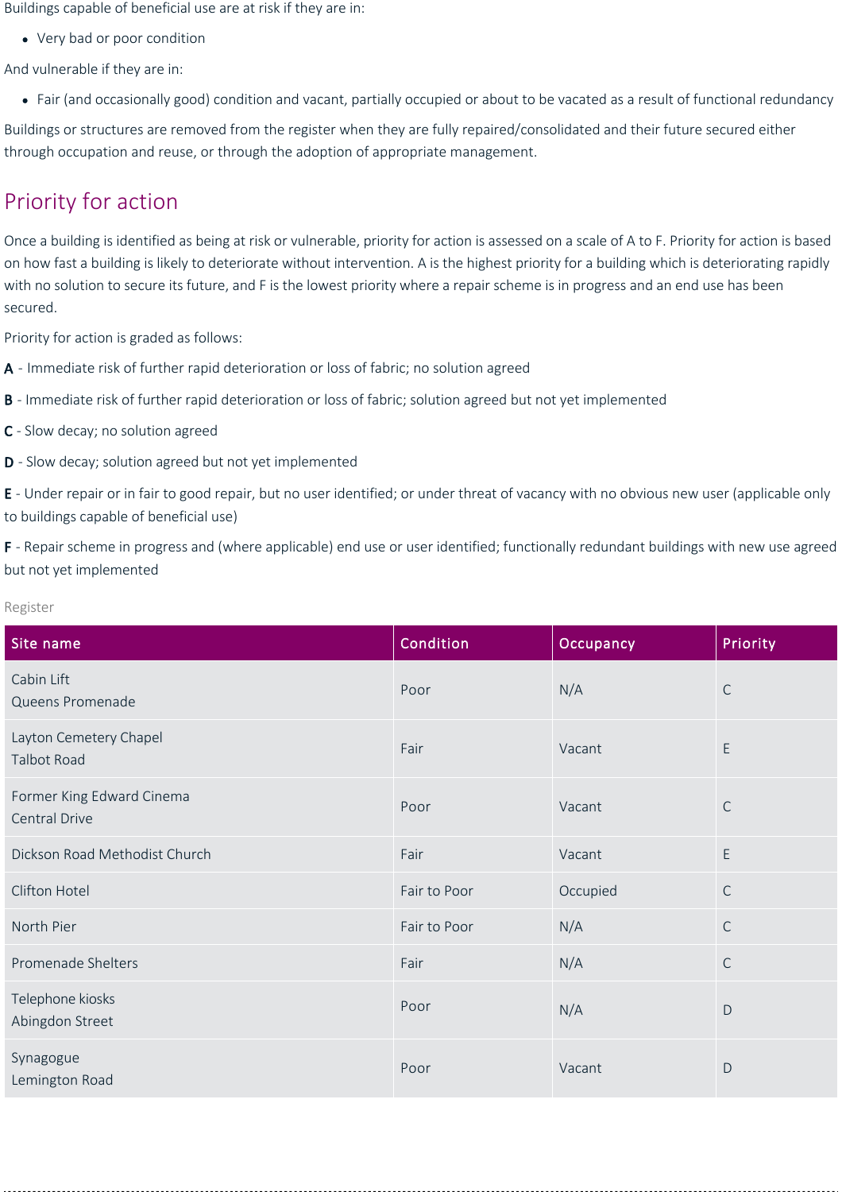Buildings capable of beneficial use are at risk if they are in:

- Very bad or poor condition

And vulnerable if they are in:

- Fair (and occasionally good) condition and vacant, partially occupied or about to be vacated as a result of functional redundancy

Buildings or structures are removed from the register when they are fully repaired/consolidated and their future secured either through occupation and reuse, or through the adoption of appropriate management.

## Priority for action

Once a building is identified as being at risk or vulnerable, priority for action is assessed on a scale of A to F. Priority for action is based on how fast a building is likely to deteriorate without intervention. A is the highest priority for a building which is deteriorating rapidly with no solution to secure its future, and F is the lowest priority where a repair scheme is in progress and an end use has been secured.

Priority for action is graded as follows:

**A** - Immediate risk of further rapid deterioration or loss of fabric; no solution agreed

**B** - Immediate risk of further rapid deterioration or loss of fabric; solution agreed but not yet implemented

**C** - Slow decay; no solution agreed

**D** - Slow decay; solution agreed but not yet implemented

**E** - Under repair or in fair to good repair, but no user identified; or under threat of vacancy with no obvious new user (applicable only to buildings capable of beneficial use)

**F** - Repair scheme in progress and (where applicable) end use or user identified; functionally redundant buildings with new use agreed but not yet implemented

Register

| Site name | Condition | Occupancy | Priority |
|---|---|---|---|
| Cabin Lift<br>Queens Promenade | Poor | N/A | C |
| Layton Cemetery Chapel<br>Talbot Road | Fair | Vacant | E |
| Former King Edward Cinema<br>Central Drive | Poor | Vacant | C |
| Dickson Road Methodist Church | Fair | Vacant | E |
| Clifton Hotel | Fair to Poor | Occupied | C |
| North Pier | Fair to Poor | N/A | C |
| Promenade Shelters | Fair | N/A | C |
| Telephone kiosks<br>Abingdon Street | Poor | N/A | D |
| Synagogue<br>Lemington Road | Poor | Vacant | D |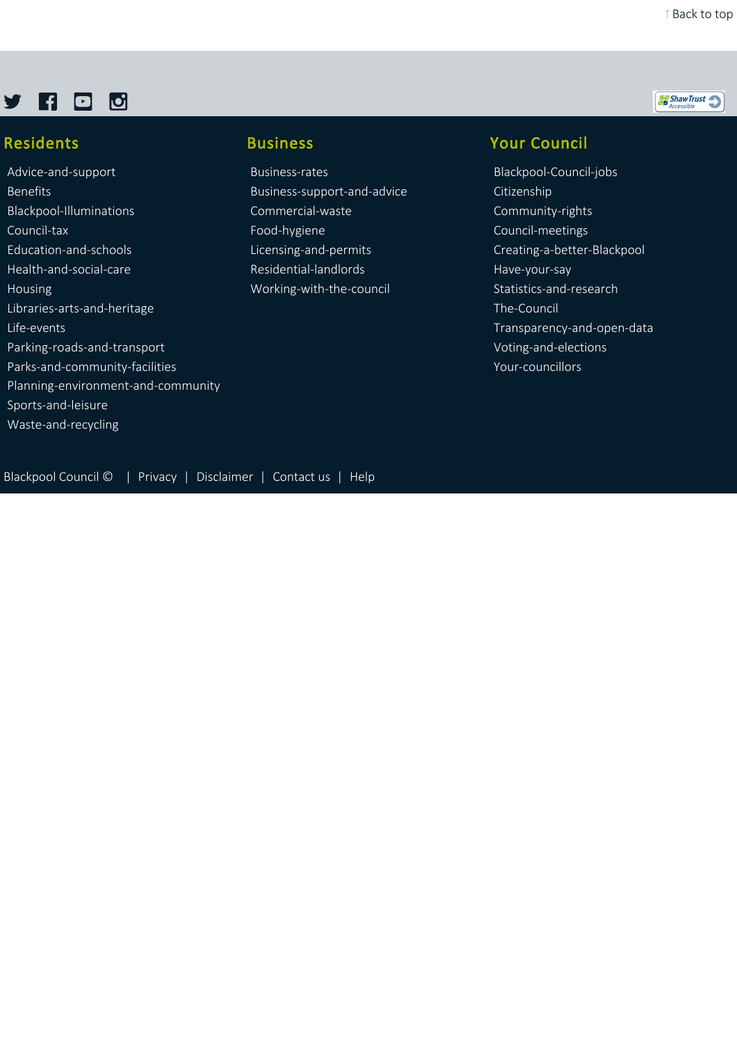↑ Back to top

## Residents

- Advice-and-support
- Benefits
- Blackpool-Illuminations
- Council-tax
- Education-and-schools
- Health-and-social-care
- Housing
- Libraries-arts-and-heritage
- Life-events
- Parking-roads-and-transport
- Parks-and-community-facilities
- Planning-environment-and-community
- Sports-and-leisure
- Waste-and-recycling

## Business

- Business-rates
- Business-support-and-advice
- Commercial-waste
- Food-hygiene
- Licensing-and-permits
- Residential-landlords
- Working-with-the-council

## Your Council

- Blackpool-Council-jobs
- Citizenship
- Community-rights
- Council-meetings
- Creating-a-better-Blackpool
- Have-your-say
- Statistics-and-research
- The-Council
- Transparency-and-open-data
- Voting-and-elections
- Your-councillors

Blackpool Council © | Privacy | Disclaimer | Contact us | Help